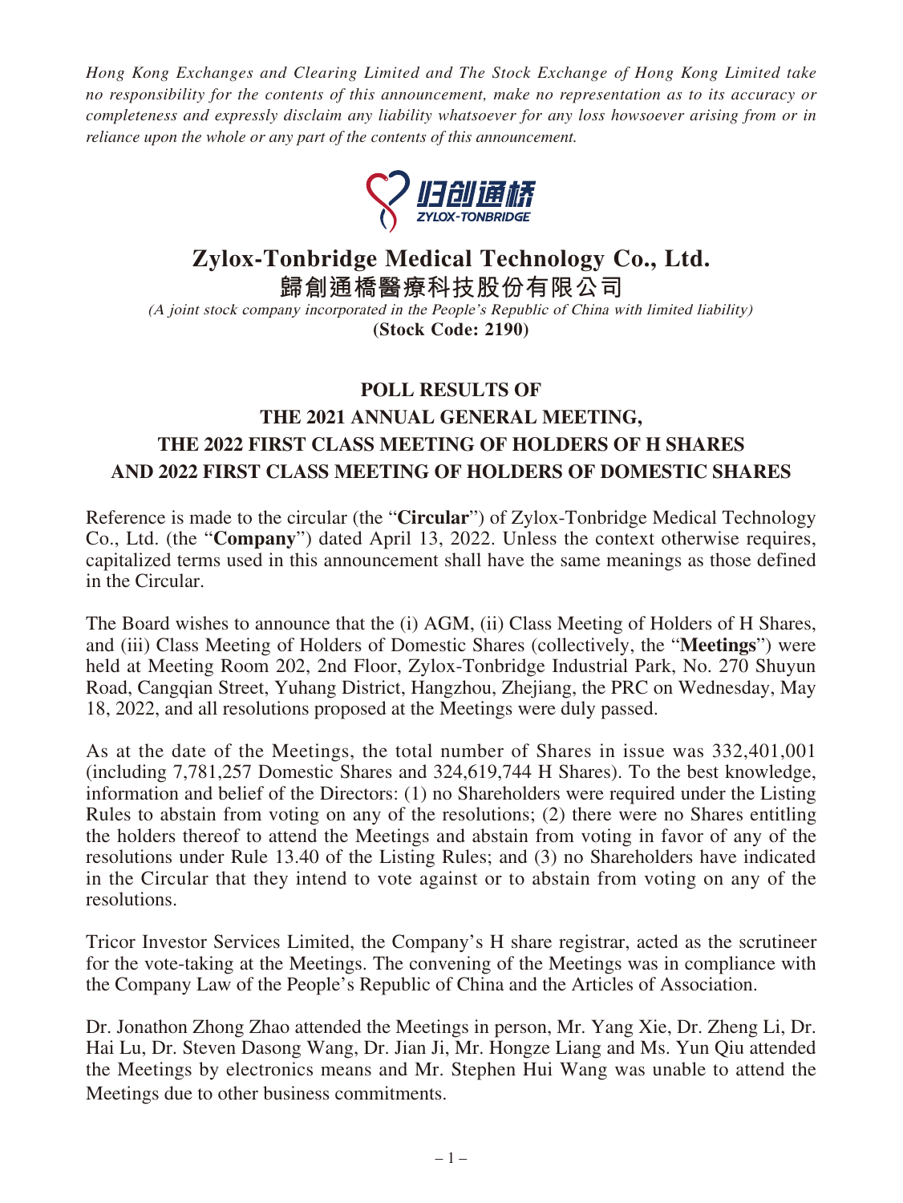*Hong Kong Exchanges and Clearing Limited and The Stock Exchange of Hong Kong Limited take no responsibility for the contents of this announcement, make no representation as to its accuracy or completeness and expressly disclaim any liability whatsoever for any loss howsoever arising from or in reliance upon the whole or any part of the contents of this announcement.*

# Zylox-Tonbridge Medical Technology Co., Ltd.
# 歸創通橋醫療科技股份有限公司

*(A joint stock company incorporated in the People's Republic of China with limited liability)*

**(Stock Code: 2190)**

## POLL RESULTS OF THE 2021 ANNUAL GENERAL MEETING, THE 2022 FIRST CLASS MEETING OF HOLDERS OF H SHARES AND 2022 FIRST CLASS MEETING OF HOLDERS OF DOMESTIC SHARES

Reference is made to the circular (the "**Circular**") of Zylox-Tonbridge Medical Technology Co., Ltd. (the "**Company**") dated April 13, 2022. Unless the context otherwise requires, capitalized terms used in this announcement shall have the same meanings as those defined in the Circular.

The Board wishes to announce that the (i) AGM, (ii) Class Meeting of Holders of H Shares, and (iii) Class Meeting of Holders of Domestic Shares (collectively, the "**Meetings**") were held at Meeting Room 202, 2nd Floor, Zylox-Tonbridge Industrial Park, No. 270 Shuyun Road, Cangqian Street, Yuhang District, Hangzhou, Zhejiang, the PRC on Wednesday, May 18, 2022, and all resolutions proposed at the Meetings were duly passed.

As at the date of the Meetings, the total number of Shares in issue was 332,401,001 (including 7,781,257 Domestic Shares and 324,619,744 H Shares). To the best knowledge, information and belief of the Directors: (1) no Shareholders were required under the Listing Rules to abstain from voting on any of the resolutions; (2) there were no Shares entitling the holders thereof to attend the Meetings and abstain from voting in favor of any of the resolutions under Rule 13.40 of the Listing Rules; and (3) no Shareholders have indicated in the Circular that they intend to vote against or to abstain from voting on any of the resolutions.

Tricor Investor Services Limited, the Company's H share registrar, acted as the scrutineer for the vote-taking at the Meetings. The convening of the Meetings was in compliance with the Company Law of the People's Republic of China and the Articles of Association.

Dr. Jonathon Zhong Zhao attended the Meetings in person, Mr. Yang Xie, Dr. Zheng Li, Dr. Hai Lu, Dr. Steven Dasong Wang, Dr. Jian Ji, Mr. Hongze Liang and Ms. Yun Qiu attended the Meetings by electronics means and Mr. Stephen Hui Wang was unable to attend the Meetings due to other business commitments.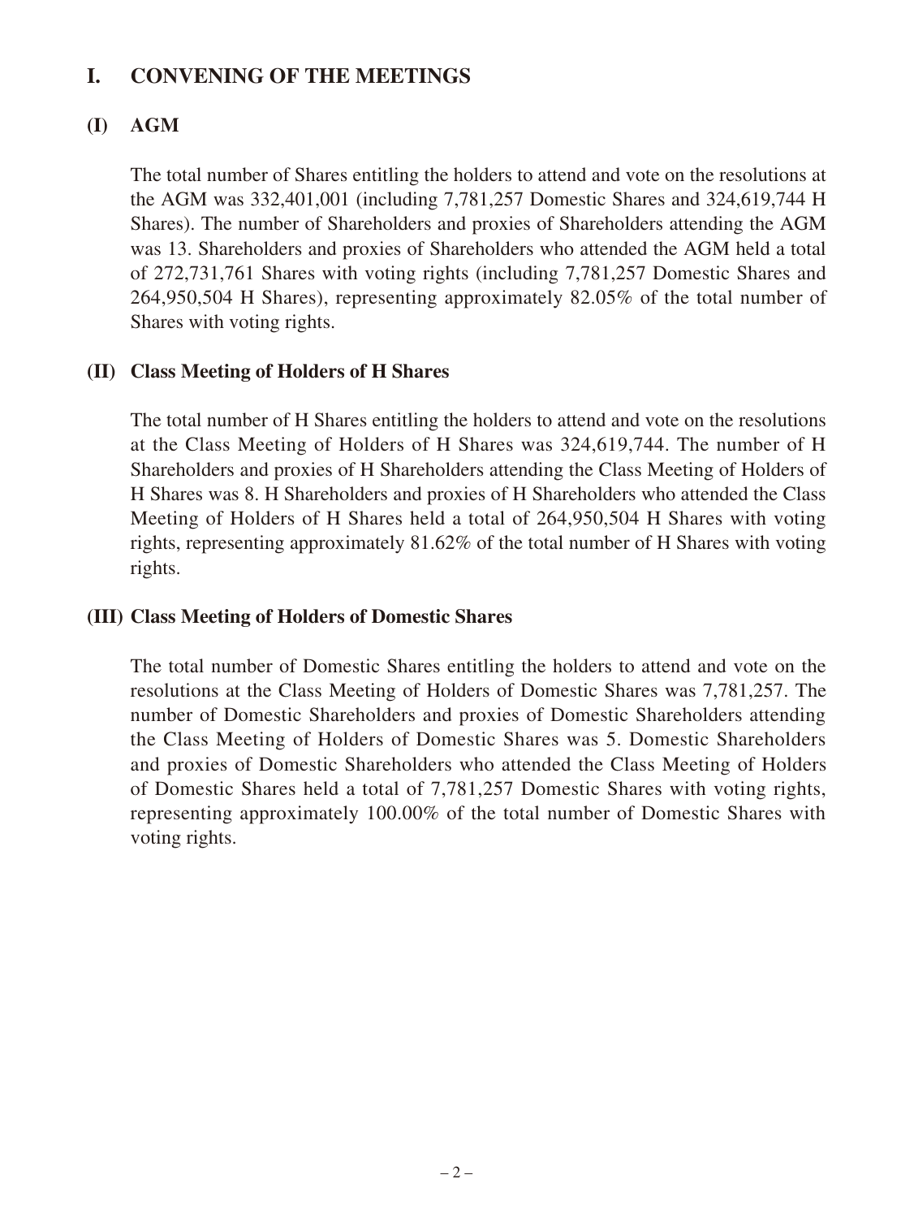## I. CONVENING OF THE MEETINGS

### (I) AGM

The total number of Shares entitling the holders to attend and vote on the resolutions at the AGM was 332,401,001 (including 7,781,257 Domestic Shares and 324,619,744 H Shares). The number of Shareholders and proxies of Shareholders attending the AGM was 13. Shareholders and proxies of Shareholders who attended the AGM held a total of 272,731,761 Shares with voting rights (including 7,781,257 Domestic Shares and 264,950,504 H Shares), representing approximately 82.05% of the total number of Shares with voting rights.

### (II) Class Meeting of Holders of H Shares

The total number of H Shares entitling the holders to attend and vote on the resolutions at the Class Meeting of Holders of H Shares was 324,619,744. The number of H Shareholders and proxies of H Shareholders attending the Class Meeting of Holders of H Shares was 8. H Shareholders and proxies of H Shareholders who attended the Class Meeting of Holders of H Shares held a total of 264,950,504 H Shares with voting rights, representing approximately 81.62% of the total number of H Shares with voting rights.

### (III) Class Meeting of Holders of Domestic Shares

The total number of Domestic Shares entitling the holders to attend and vote on the resolutions at the Class Meeting of Holders of Domestic Shares was 7,781,257. The number of Domestic Shareholders and proxies of Domestic Shareholders attending the Class Meeting of Holders of Domestic Shares was 5. Domestic Shareholders and proxies of Domestic Shareholders who attended the Class Meeting of Holders of Domestic Shares held a total of 7,781,257 Domestic Shares with voting rights, representing approximately 100.00% of the total number of Domestic Shares with voting rights.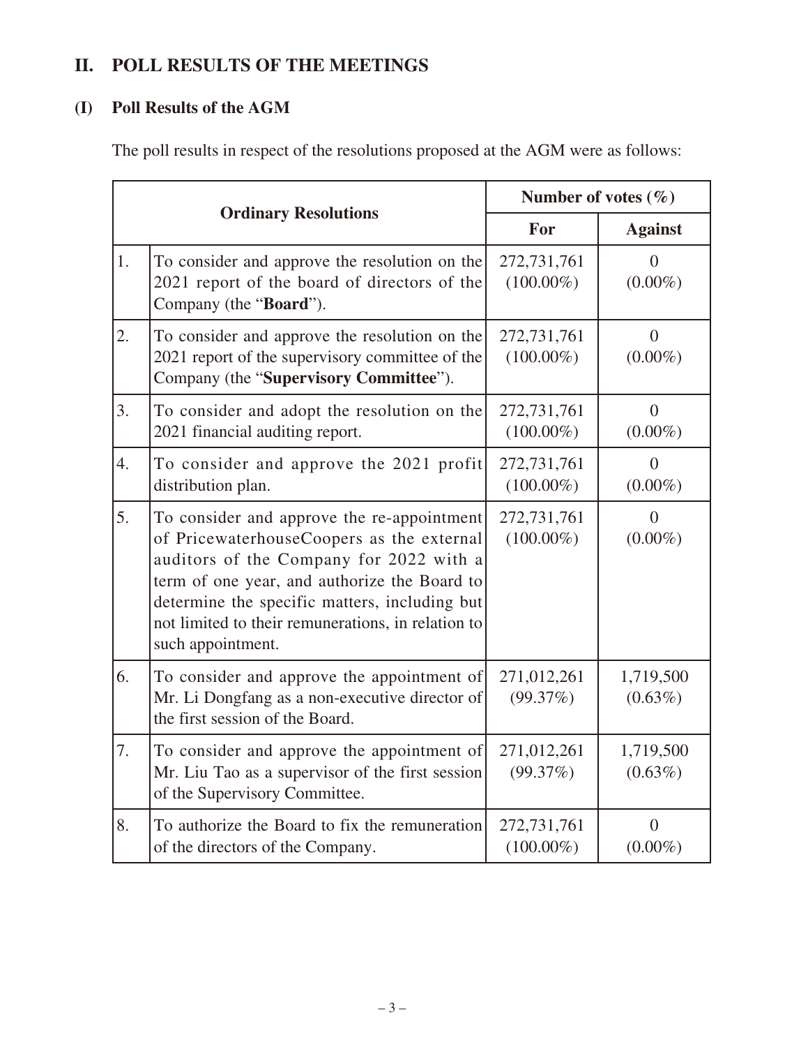## II. POLL RESULTS OF THE MEETINGS

### (I) Poll Results of the AGM

The poll results in respect of the resolutions proposed at the AGM were as follows:

| Ordinary Resolutions | | Number of votes (%) | |
|---|---|---|---|
| | | For | Against |
| 1. | To consider and approve the resolution on the 2021 report of the board of directors of the Company (the "**Board**"). | 272,731,761 (100.00%) | 0 (0.00%) |
| 2. | To consider and approve the resolution on the 2021 report of the supervisory committee of the Company (the "**Supervisory Committee**"). | 272,731,761 (100.00%) | 0 (0.00%) |
| 3. | To consider and adopt the resolution on the 2021 financial auditing report. | 272,731,761 (100.00%) | 0 (0.00%) |
| 4. | To consider and approve the 2021 profit distribution plan. | 272,731,761 (100.00%) | 0 (0.00%) |
| 5. | To consider and approve the re-appointment of PricewaterhouseCoopers as the external auditors of the Company for 2022 with a term of one year, and authorize the Board to determine the specific matters, including but not limited to their remunerations, in relation to such appointment. | 272,731,761 (100.00%) | 0 (0.00%) |
| 6. | To consider and approve the appointment of Mr. Li Dongfang as a non-executive director of the first session of the Board. | 271,012,261 (99.37%) | 1,719,500 (0.63%) |
| 7. | To consider and approve the appointment of Mr. Liu Tao as a supervisor of the first session of the Supervisory Committee. | 271,012,261 (99.37%) | 1,719,500 (0.63%) |
| 8. | To authorize the Board to fix the remuneration of the directors of the Company. | 272,731,761 (100.00%) | 0 (0.00%) |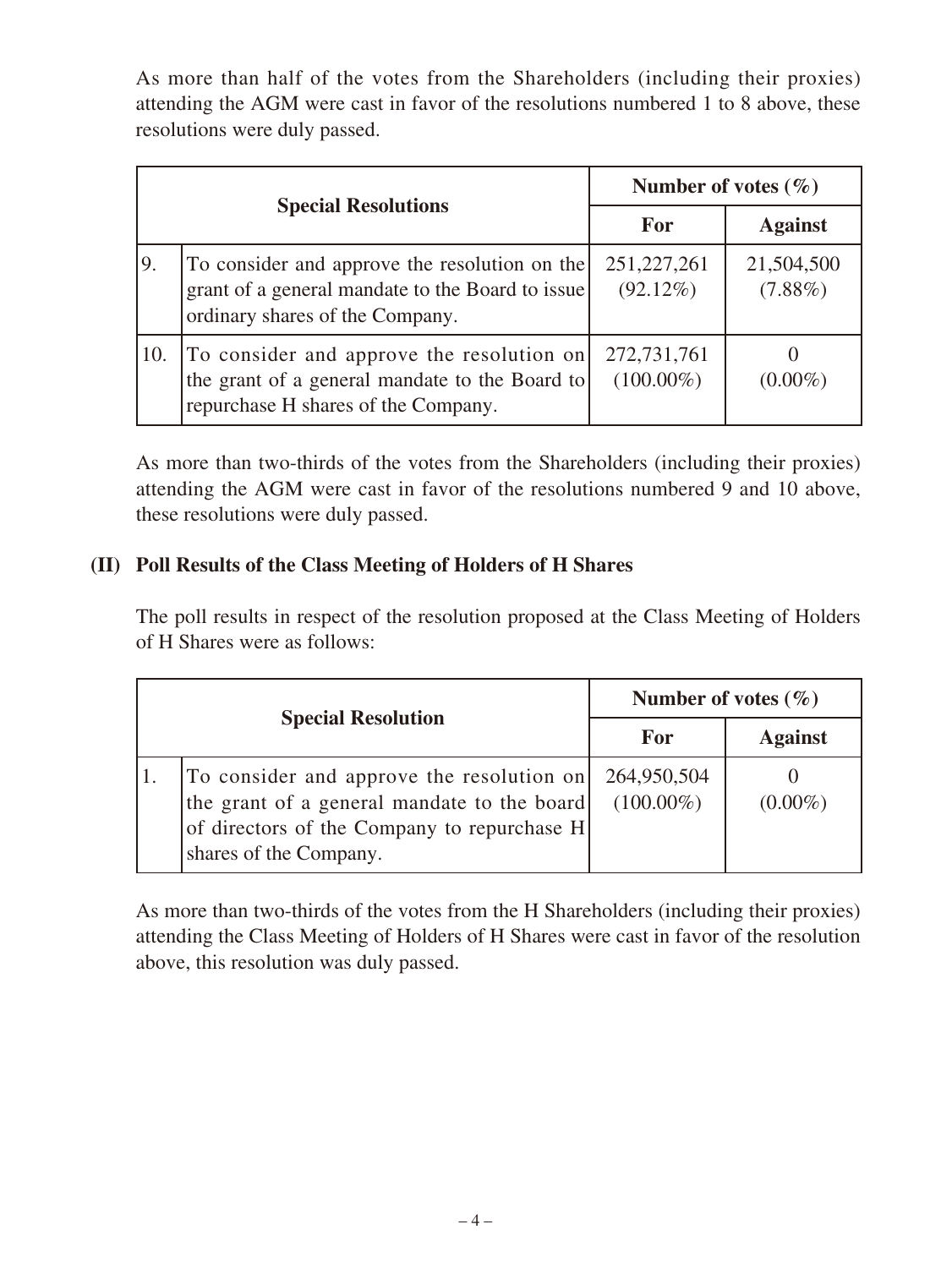As more than half of the votes from the Shareholders (including their proxies) attending the AGM were cast in favor of the resolutions numbered 1 to 8 above, these resolutions were duly passed.

| Special Resolutions | | Number of votes (%) | |
|---|---|---|---|
| | | For | Against |
| 9. | To consider and approve the resolution on the grant of a general mandate to the Board to issue ordinary shares of the Company. | 251,227,261 (92.12%) | 21,504,500 (7.88%) |
| 10. | To consider and approve the resolution on the grant of a general mandate to the Board to repurchase H shares of the Company. | 272,731,761 (100.00%) | 0 (0.00%) |

As more than two-thirds of the votes from the Shareholders (including their proxies) attending the AGM were cast in favor of the resolutions numbered 9 and 10 above, these resolutions were duly passed.

### (II) Poll Results of the Class Meeting of Holders of H Shares

The poll results in respect of the resolution proposed at the Class Meeting of Holders of H Shares were as follows:

| Special Resolution | | Number of votes (%) | |
|---|---|---|---|
| | | For | Against |
| 1. | To consider and approve the resolution on the grant of a general mandate to the board of directors of the Company to repurchase H shares of the Company. | 264,950,504 (100.00%) | 0 (0.00%) |

As more than two-thirds of the votes from the H Shareholders (including their proxies) attending the Class Meeting of Holders of H Shares were cast in favor of the resolution above, this resolution was duly passed.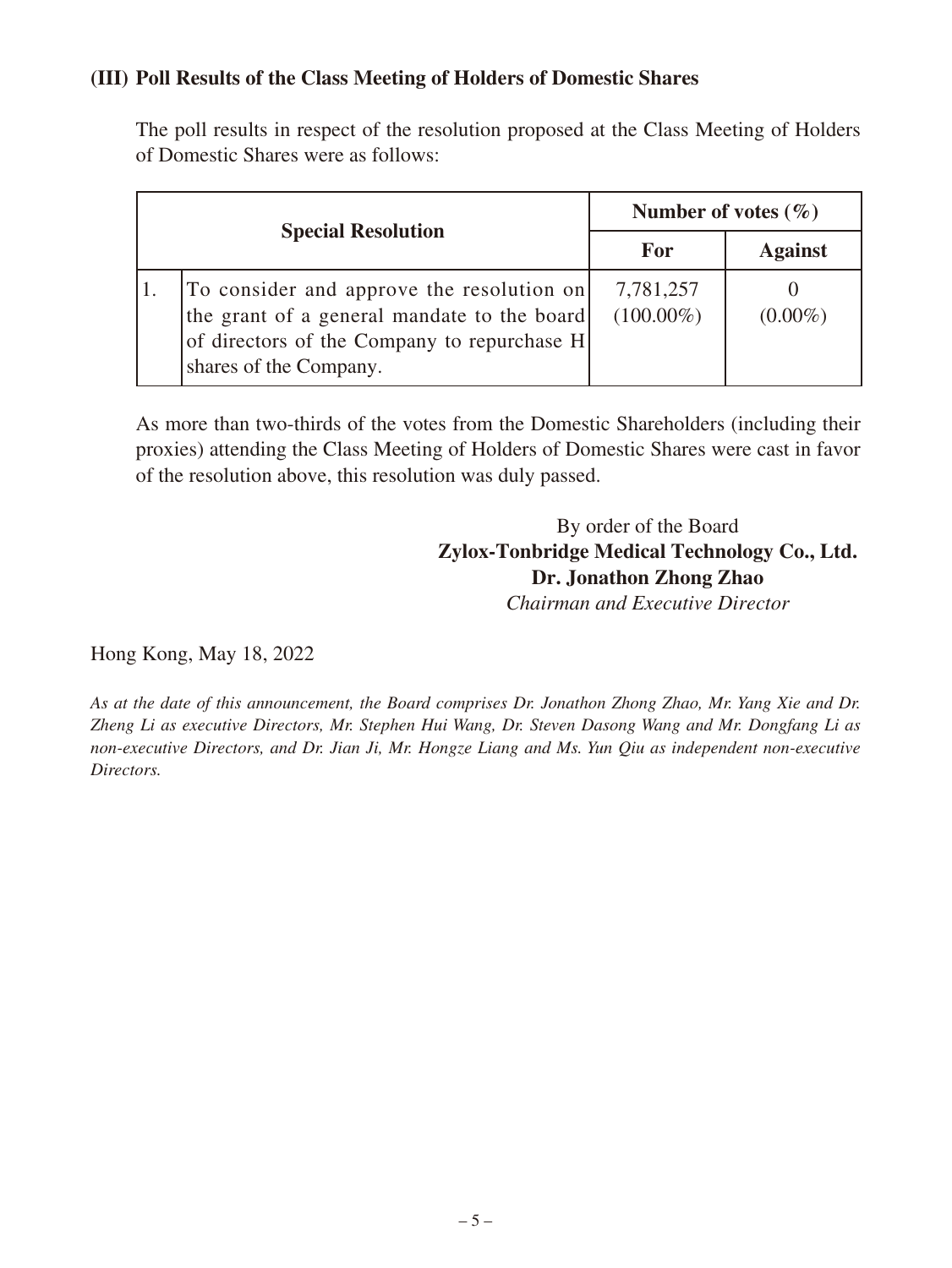### (III) Poll Results of the Class Meeting of Holders of Domestic Shares

The poll results in respect of the resolution proposed at the Class Meeting of Holders of Domestic Shares were as follows:

| Special Resolution | | Number of votes (%) | |
|---|---|---|---|
| | | For | Against |
| 1. | To consider and approve the resolution on the grant of a general mandate to the board of directors of the Company to repurchase H shares of the Company. | 7,781,257 (100.00%) | 0 (0.00%) |

As more than two-thirds of the votes from the Domestic Shareholders (including their proxies) attending the Class Meeting of Holders of Domestic Shares were cast in favor of the resolution above, this resolution was duly passed.

By order of the Board
**Zylox-Tonbridge Medical Technology Co., Ltd.**
**Dr. Jonathon Zhong Zhao**
*Chairman and Executive Director*

Hong Kong, May 18, 2022

*As at the date of this announcement, the Board comprises Dr. Jonathon Zhong Zhao, Mr. Yang Xie and Dr. Zheng Li as executive Directors, Mr. Stephen Hui Wang, Dr. Steven Dasong Wang and Mr. Dongfang Li as non-executive Directors, and Dr. Jian Ji, Mr. Hongze Liang and Ms. Yun Qiu as independent non-executive Directors.*